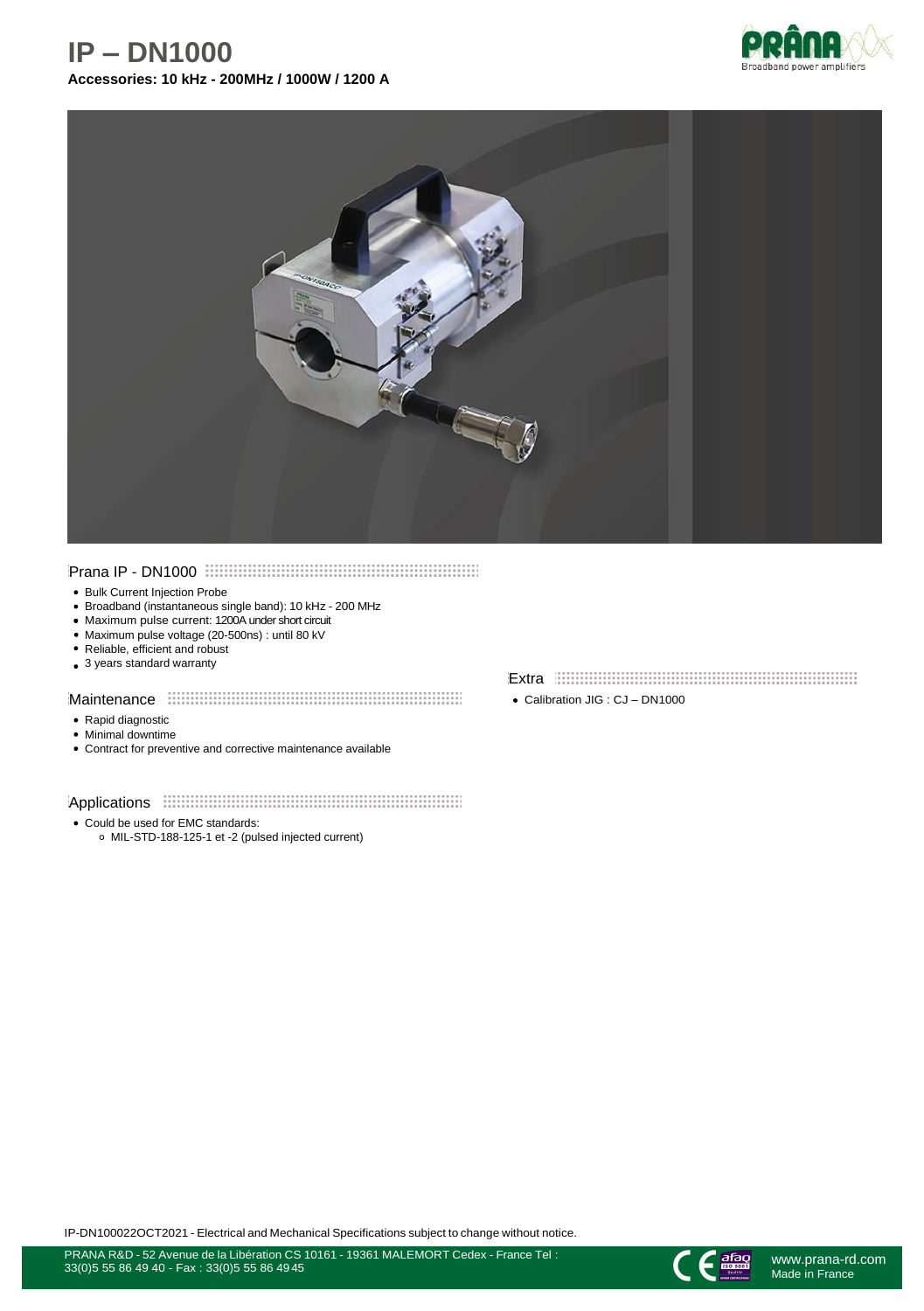# IP – DN1000

**Accessories: 10 kHz - 200MHz / 1000W / 1200 A**

## Prana IP - DN1000

- Bulk Current Injection Probe
- Broadband (instantaneous single band): 10 kHz - 200 MHz
- Maximum pulse current: 1200A under short circuit
- Maximum pulse voltage (20-500ns) : until 80 kV
- Reliable, efficient and robust
- 3 years standard warranty

## Maintenance

- Rapid diagnostic
- Minimal downtime
- Contract for preventive and corrective maintenance available

## Applications

- Could be used for EMC standards:
  - MIL-STD-188-125-1 et -2 (pulsed injected current)

## Extra

- Calibration JIG : CJ – DN1000

IP-DN100022OCT2021 - Electrical and Mechanical Specifications subject to change without notice.

PRANA R&D - 52 Avenue de la Libération CS 10161 - 19361 MALEMORT Cedex - France Tel : 33(0)5 55 86 49 40 - Fax : 33(0)5 55 86 49 45

www.prana-rd.com
Made in France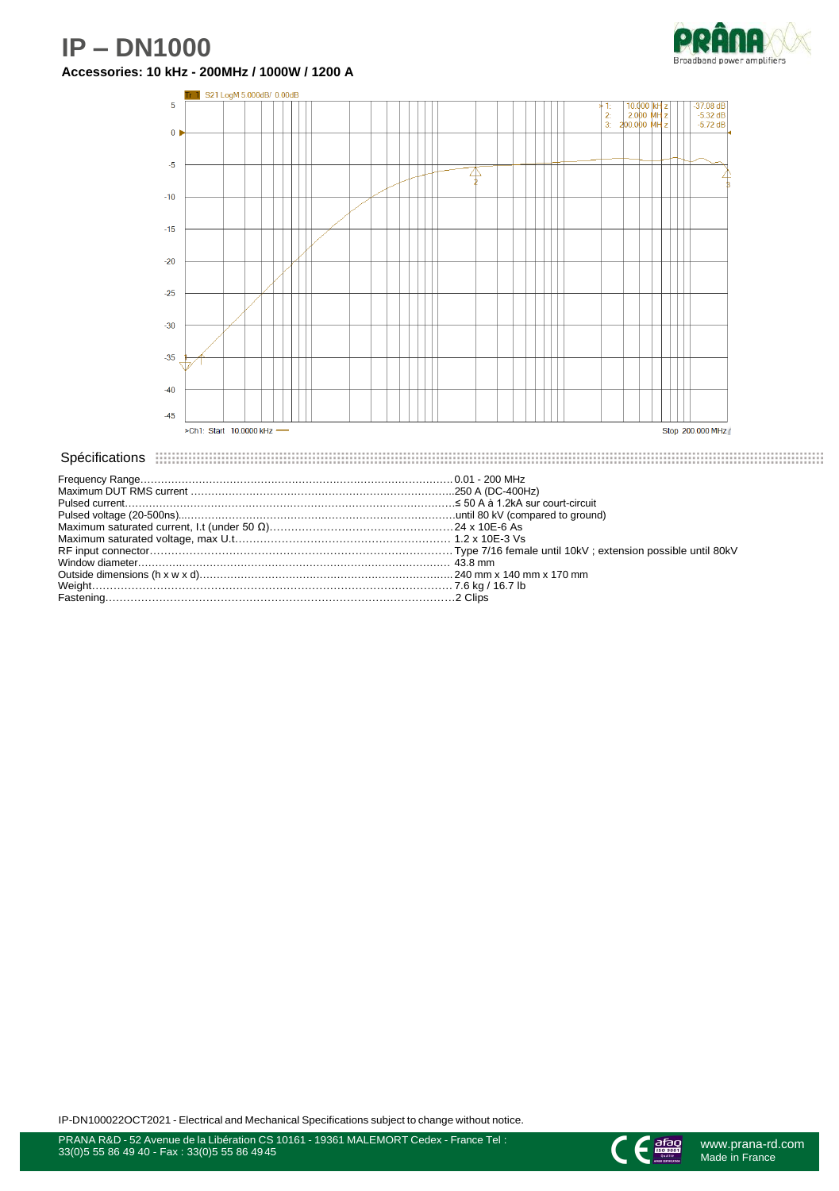# IP – DN1000

**Accessories: 10 kHz - 200MHz / 1000W / 1200 A**

Tr 1 S21 LogM 5.000dB/ 0.00dB

1: 10.000 kHz -37.08 dB
2: 2.000 MHz -5.32 dB
3: 200.000 MHz -5.72 dB

5
0
-5
-10
-15
-20
-25
-30
-35
-40
-45

>Ch1: Start 10.0000 kHz

Stop 200.000 MHz

## Spécifications

Frequency Range........................................................................................0.01 - 200 MHz
Maximum DUT RMS current ..........................................................................250 A (DC-400Hz)
Pulsed current.............................................................................................≤ 50 A à 1.2kA sur court-circuit
Pulsed voltage (20-500ns)...............................................................................until 80 kV (compared to ground)
Maximum saturated current, I.t (under 50 Ω)...................................................24 x 10E-6 As
Maximum saturated voltage, max U.t............................................................ 1.2 x 10E-3 Vs
RF input connector.......................................................................................Type 7/16 female until 10kV ; extension possible until 80kV
Window diameter.......................................................................................... 43.8 mm
Outside dimensions (h x w x d)........................................................................240 mm x 140 mm x 170 mm
Weight.........................................................................................................7.6 kg / 16.7 lb
Fastening.....................................................................................................2 Clips

IP-DN100022OCT2021 - Electrical and Mechanical Specifications subject to change without notice.

PRANA R&D - 52 Avenue de la Libération CS 10161 - 19361 MALEMORT Cedex - France Tel : 33(0)5 55 86 49 40 - Fax : 33(0)5 55 86 49 45

www.prana-rd.com
Made in France